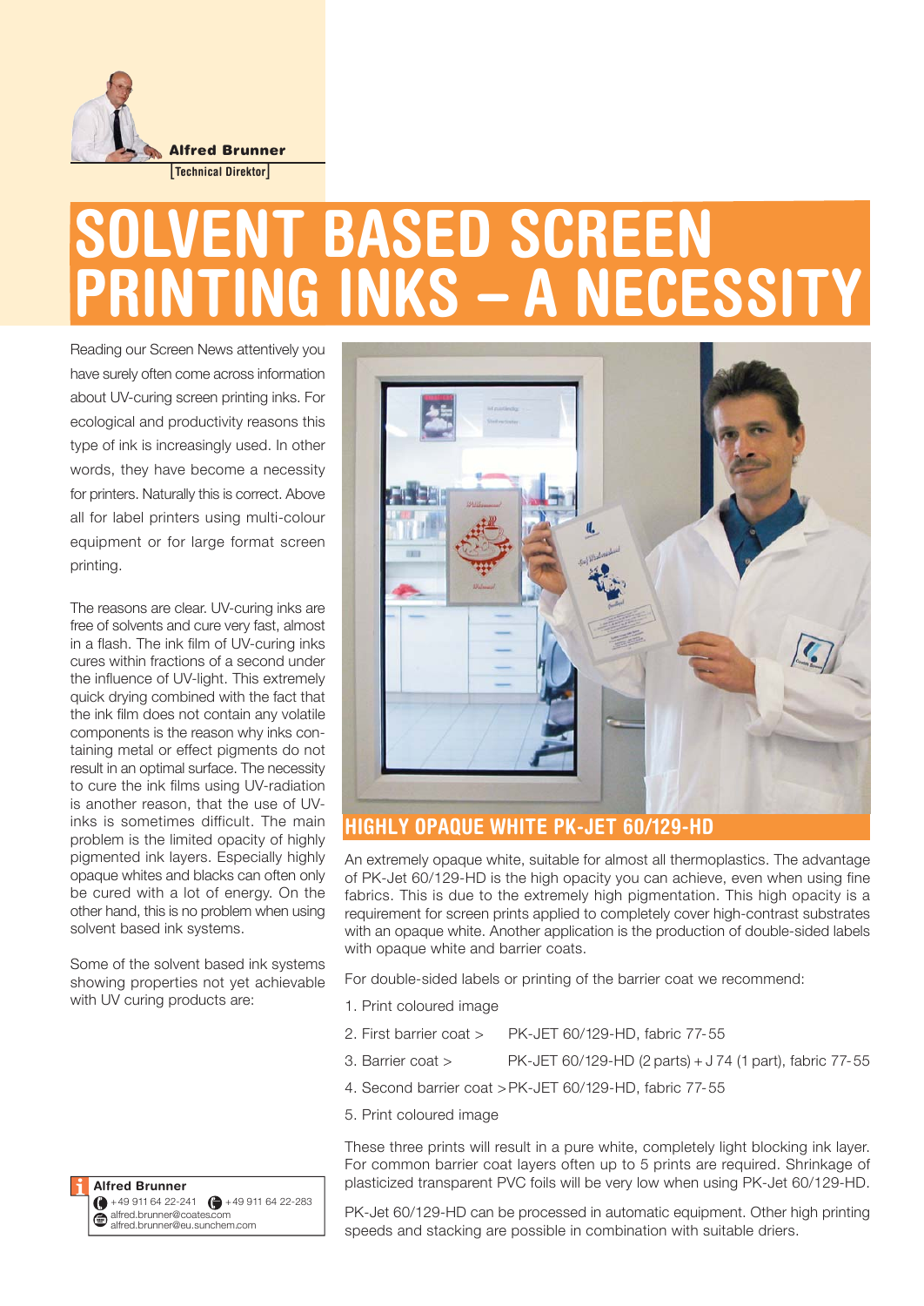**Alfred Brunner**

[Technical Direktor]

# SOLVENT BASED SCREEN PRINTING INKS – A NECESSITY

Reading our Screen News attentively you have surely often come across information about UV-curing screen printing inks. For ecological and productivity reasons this type of ink is increasingly used. In other words, they have become a necessity for printers. Naturally this is correct. Above all for label printers using multi-colour equipment or for large format screen printing.

The reasons are clear. UV-curing inks are free of solvents and cure very fast, almost in a flash. The ink film of UV-curing inks cures within fractions of a second under the influence of UV-light. This extremely quick drying combined with the fact that the ink film does not contain any volatile components is the reason why inks containing metal or effect pigments do not result in an optimal surface. The necessity to cure the ink films using UV-radiation is another reason, that the use of UV-inks is sometimes difficult. The main problem is the limited opacity of highly pigmented ink layers. Especially highly opaque whites and blacks can often only be cured with a lot of energy. On the other hand, this is no problem when using solvent based ink systems.

Some of the solvent based ink systems showing properties not yet achievable with UV curing products are:

## HIGHLY OPAQUE WHITE PK-JET 60/129-HD

An extremely opaque white, suitable for almost all thermoplastics. The advantage of PK-Jet 60/129-HD is the high opacity you can achieve, even when using fine fabrics. This is due to the extremely high pigmentation. This high opacity is a requirement for screen prints applied to completely cover high-contrast substrates with an opaque white. Another application is the production of double-sided labels with opaque white and barrier coats.

For double-sided labels or printing of the barrier coat we recommend:

1. Print coloured image
2. First barrier coat > PK-JET 60/129-HD, fabric 77-55
3. Barrier coat > PK-JET 60/129-HD (2 parts) + J 74 (1 part), fabric 77-55
4. Second barrier coat > PK-JET 60/129-HD, fabric 77-55
5. Print coloured image

These three prints will result in a pure white, completely light blocking ink layer. For common barrier coat layers often up to 5 prints are required. Shrinkage of plasticized transparent PVC foils will be very low when using PK-Jet 60/129-HD.

PK-Jet 60/129-HD can be processed in automatic equipment. Other high printing speeds and stacking are possible in combination with suitable driers.

**Alfred Brunner**
+49 911 64 22-241 +49 911 64 22-283
alfred.brunner@coates.com
alfred.brunner@eu.sunchem.com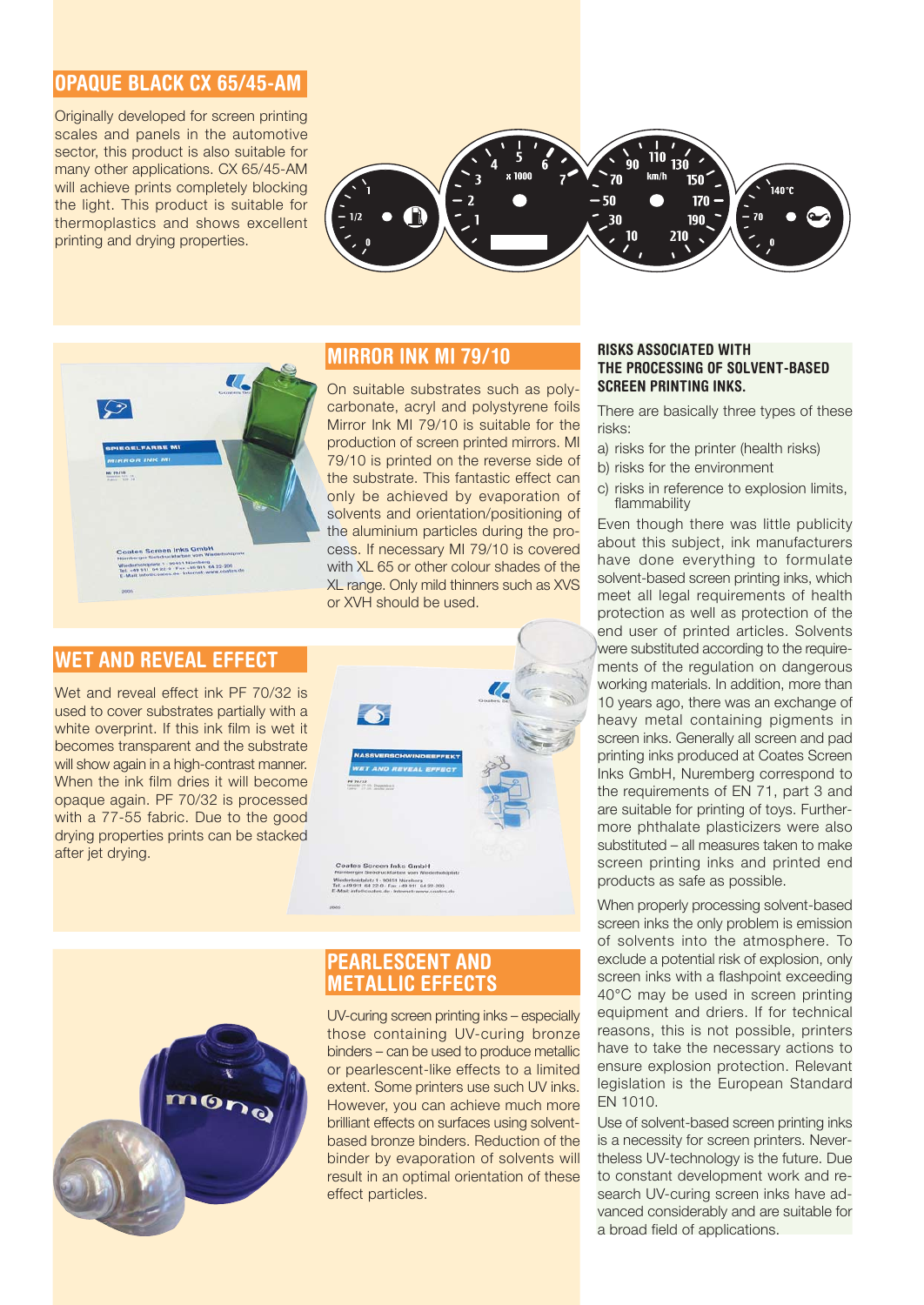## OPAQUE BLACK CX 65/45-AM

Originally developed for screen printing scales and panels in the automotive sector, this product is also suitable for many other applications. CX 65/45-AM will achieve prints completely blocking the light. This product is suitable for thermoplastics and shows excellent printing and drying properties.

## MIRROR INK MI 79/10

On suitable substrates such as polycarbonate, acryl and polystyrene foils Mirror Ink MI 79/10 is suitable for the production of screen printed mirrors. MI 79/10 is printed on the reverse side of the substrate. This fantastic effect can only be achieved by evaporation of solvents and orientation/positioning of the aluminium particles during the process. If necessary MI 79/10 is covered with XL 65 or other colour shades of the XL range. Only mild thinners such as XVS or XVH should be used.

## WET AND REVEAL EFFECT

Wet and reveal effect ink PF 70/32 is used to cover substrates partially with a white overprint. If this ink film is wet it becomes transparent and the substrate will show again in a high-contrast manner. When the ink film dries it will become opaque again. PF 70/32 is processed with a 77-55 fabric. Due to the good drying properties prints can be stacked after jet drying.

## PEARLESCENT AND METALLIC EFFECTS

UV-curing screen printing inks – especially those containing UV-curing bronze binders – can be used to produce metallic or pearlescent-like effects to a limited extent. Some printers use such UV inks. However, you can achieve much more brilliant effects on surfaces using solvent-based bronze binders. Reduction of the binder by evaporation of solvents will result in an optimal orientation of these effect particles.

### RISKS ASSOCIATED WITH THE PROCESSING OF SOLVENT-BASED SCREEN PRINTING INKS.

There are basically three types of these risks:

a) risks for the printer (health risks)
b) risks for the environment
c) risks in reference to explosion limits, flammability

Even though there was little publicity about this subject, ink manufacturers have done everything to formulate solvent-based screen printing inks, which meet all legal requirements of health protection as well as protection of the end user of printed articles. Solvents were substituted according to the requirements of the regulation on dangerous working materials. In addition, more than 10 years ago, there was an exchange of heavy metal containing pigments in screen inks. Generally all screen and pad printing inks produced at Coates Screen Inks GmbH, Nuremberg correspond to the requirements of EN 71, part 3 and are suitable for printing of toys. Furthermore phthalate plasticizers were also substituted – all measures taken to make screen printing inks and printed end products as safe as possible.

When properly processing solvent-based screen inks the only problem is emission of solvents into the atmosphere. To exclude a potential risk of explosion, only screen inks with a flashpoint exceeding 40°C may be used in screen printing equipment and driers. If for technical reasons, this is not possible, printers have to take the necessary actions to ensure explosion protection. Relevant legislation is the European Standard EN 1010.

Use of solvent-based screen printing inks is a necessity for screen printers. Nevertheless UV-technology is the future. Due to constant development work and research UV-curing screen inks have advanced considerably and are suitable for a broad field of applications.